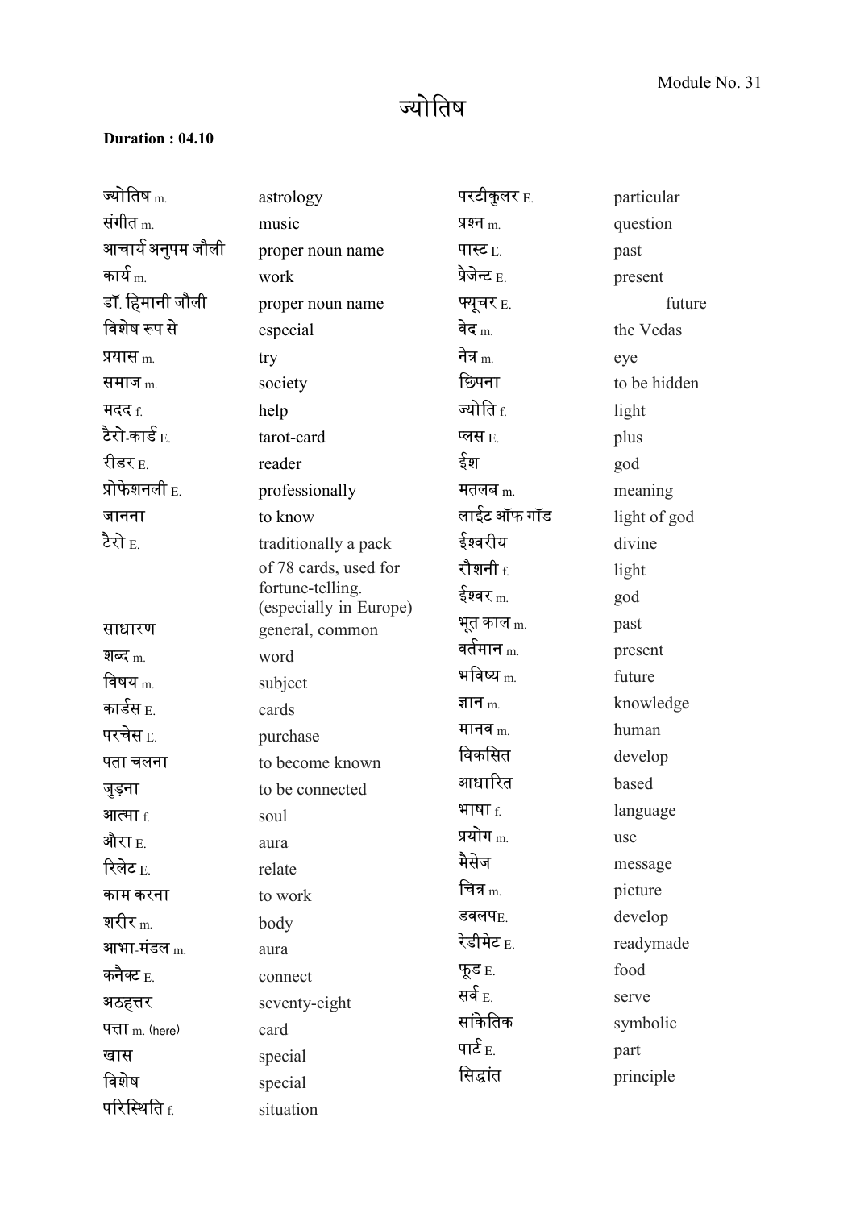Module No. 31

# ज्योतिष

**Duration : 04.10**

| | |
|---|---|
| ज्योतिष m. | astrology |
| संगीत m. | music |
| आचार्य अनुपम जौली | proper noun name |
| कार्य m. | work |
| डॉ. हिमानी जौली | proper noun name |
| विशेष रूप से | especial |
| प्रयास m. | try |
| समाज m. | society |
| मदद f. | help |
| टैरो-कार्ड E. | tarot-card |
| रीडर E. | reader |
| प्रोफेशनली E. | professionally |
| जानना | to know |
| टैरो E. | traditionally a pack of 78 cards, used for fortune-telling. (especially in Europe) |
| साधारण | general, common |
| शब्द m. | word |
| विषय m. | subject |
| कार्ड्स E. | cards |
| परचेस E. | purchase |
| पता चलना | to become known |
| जुड़ना | to be connected |
| आत्मा f. | soul |
| औरा E. | aura |
| रिलेट E. | relate |
| काम करना | to work |
| शरीर m. | body |
| आभा-मंडल m. | aura |
| कनैक्ट E. | connect |
| अठहत्तर | seventy-eight |
| पत्ता m. (here) | card |
| खास | special |
| विशेष | special |
| परिस्थिति f. | situation |
| परटीकुलर E. | particular |
| प्रश्न m. | question |
| पास्ट E. | past |
| प्रैजेन्ट E. | present |
| फ्यूचर E. | future |
| वेद m. | the Vedas |
| नेत्र m. | eye |
| छिपना | to be hidden |
| ज्योति f. | light |
| प्लस E. | plus |
| ईश | god |
| मतलब m. | meaning |
| लाईट ऑफ गॉड | light of god |
| ईश्वरीय | divine |
| रौशनी f. | light |
| ईश्वर m. | god |
| भूत काल m. | past |
| वर्तमान m. | present |
| भविष्य m. | future |
| ज्ञान m. | knowledge |
| मानव m. | human |
| विकसित | develop |
| आधारित | based |
| भाषा f. | language |
| प्रयोग m. | use |
| मैसेज | message |
| चित्र m. | picture |
| डवलपE. | develop |
| रेडीमेट E. | readymade |
| फूड E. | food |
| सर्व E. | serve |
| सांकेतिक | symbolic |
| पार्ट E. | part |
| सिद्धांत | principle |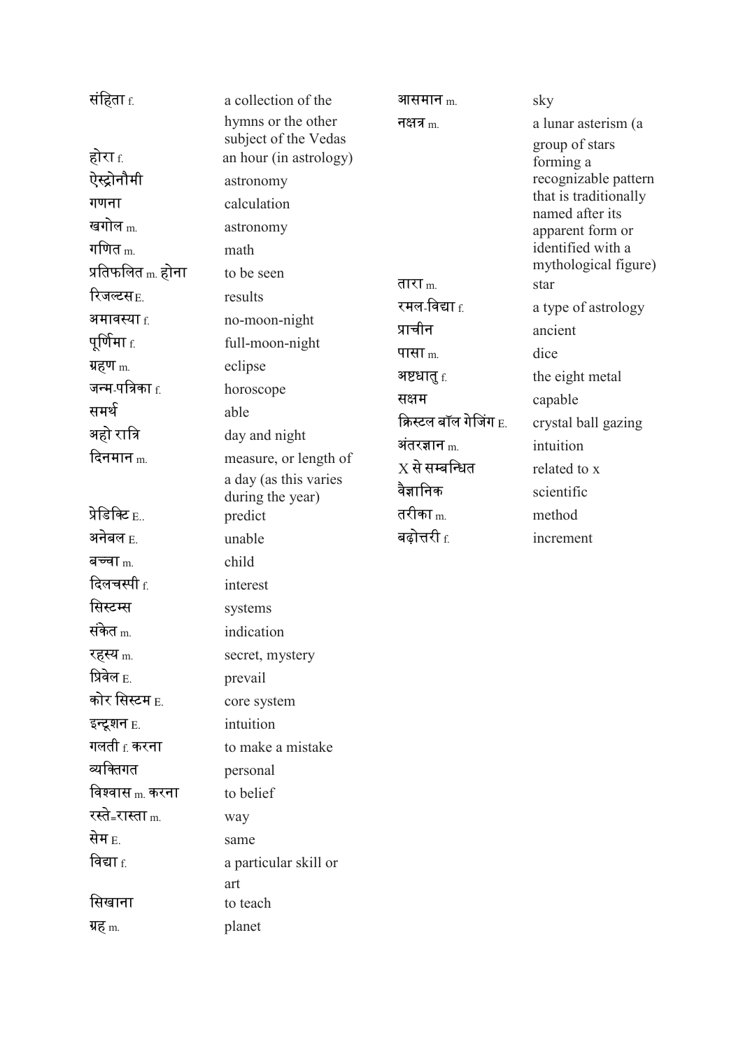| | |
|---|---|
| संहिता f. | a collection of the hymns or the other subject of the Vedas |
| होरा f. | an hour (in astrology) |
| ऐस्ट्रोनौमी | astronomy |
| गणना | calculation |
| खगोल m. | astronomy |
| गणित m. | math |
| प्रतिफलित m. होना | to be seen |
| रिजल्ट्स E. | results |
| अमावस्या f. | no-moon-night |
| पूर्णिमा f. | full-moon-night |
| ग्रहण m. | eclipse |
| जन्म-पत्रिका f. | horoscope |
| समर्थ | able |
| अहो रात्रि | day and night |
| दिनमान m. | measure, or length of a day (as this varies during the year) |
| प्रेडिक्ट E.. | predict |
| अनेबल E. | unable |
| बच्चा m. | child |
| दिलचस्पी f. | interest |
| सिस्टम्स | systems |
| संकेत m. | indication |
| रहस्य m. | secret, mystery |
| प्रिवेल E. | prevail |
| कोर सिस्टम E. | core system |
| इन्टूशन E. | intuition |
| गलती f. करना | to make a mistake |
| व्यक्तिगत | personal |
| विश्वास m. करना | to belief |
| रस्ते=रास्ता m. | way |
| सेम E. | same |
| विद्या f. | a particular skill or art |
| सिखाना | to teach |
| ग्रह m. | planet |
| आसमान m. | sky |
| नक्षत्र m. | a lunar asterism (a group of stars forming a recognizable pattern that is traditionally named after its apparent form or identified with a mythological figure) |
| तारा m. | star |
| रमल-विद्या f. | a type of astrology |
| प्राचीन | ancient |
| पासा m. | dice |
| अष्टधातु f. | the eight metal |
| सक्षम | capable |
| क्रिस्टल बॉल गेजिंग E. | crystal ball gazing |
| अंतरज्ञान m. | intuition |
| X से सम्बन्धित | related to x |
| वैज्ञानिक | scientific |
| तरीका m. | method |
| बढ़ोत्तरी f. | increment |